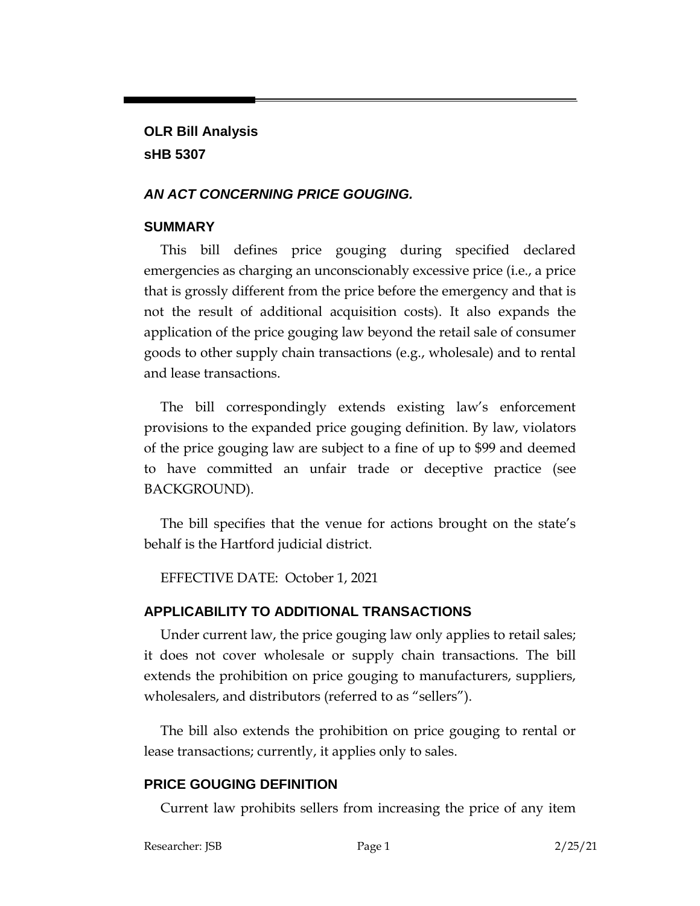**OLR Bill Analysis**
**sHB 5307**

***AN ACT CONCERNING PRICE GOUGING.***

## SUMMARY

This bill defines price gouging during specified declared emergencies as charging an unconscionably excessive price (i.e., a price that is grossly different from the price before the emergency and that is not the result of additional acquisition costs). It also expands the application of the price gouging law beyond the retail sale of consumer goods to other supply chain transactions (e.g., wholesale) and to rental and lease transactions.

The bill correspondingly extends existing law's enforcement provisions to the expanded price gouging definition. By law, violators of the price gouging law are subject to a fine of up to $99 and deemed to have committed an unfair trade or deceptive practice (see BACKGROUND).

The bill specifies that the venue for actions brought on the state's behalf is the Hartford judicial district.

EFFECTIVE DATE: October 1, 2021

## APPLICABILITY TO ADDITIONAL TRANSACTIONS

Under current law, the price gouging law only applies to retail sales; it does not cover wholesale or supply chain transactions. The bill extends the prohibition on price gouging to manufacturers, suppliers, wholesalers, and distributors (referred to as "sellers").

The bill also extends the prohibition on price gouging to rental or lease transactions; currently, it applies only to sales.

## PRICE GOUGING DEFINITION

Current law prohibits sellers from increasing the price of any item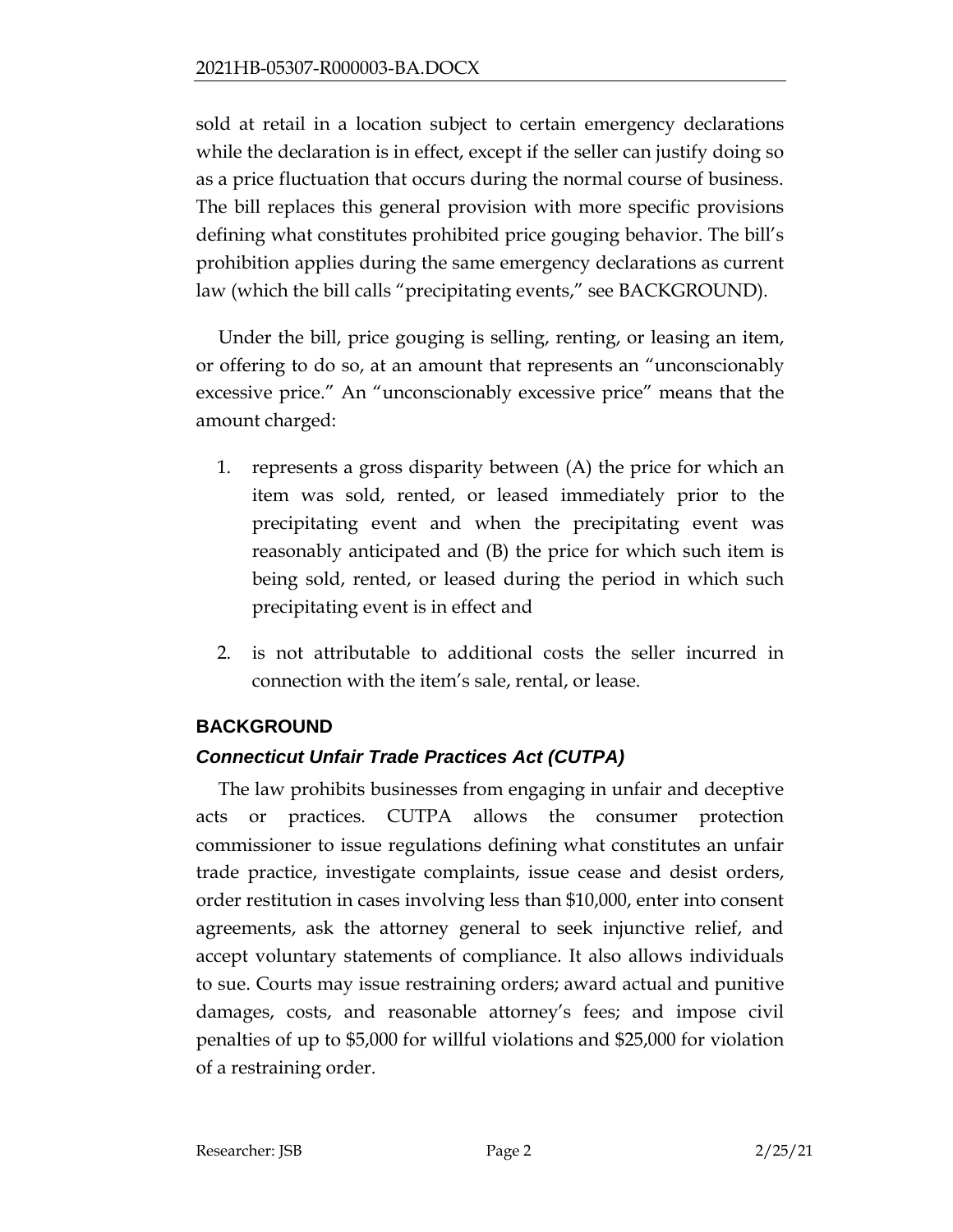sold at retail in a location subject to certain emergency declarations while the declaration is in effect, except if the seller can justify doing so as a price fluctuation that occurs during the normal course of business. The bill replaces this general provision with more specific provisions defining what constitutes prohibited price gouging behavior. The bill's prohibition applies during the same emergency declarations as current law (which the bill calls "precipitating events," see BACKGROUND).

Under the bill, price gouging is selling, renting, or leasing an item, or offering to do so, at an amount that represents an "unconscionably excessive price." An "unconscionably excessive price" means that the amount charged:

1. represents a gross disparity between (A) the price for which an item was sold, rented, or leased immediately prior to the precipitating event and when the precipitating event was reasonably anticipated and (B) the price for which such item is being sold, rented, or leased during the period in which such precipitating event is in effect and
2. is not attributable to additional costs the seller incurred in connection with the item's sale, rental, or lease.

## BACKGROUND

### *Connecticut Unfair Trade Practices Act (CUTPA)*

The law prohibits businesses from engaging in unfair and deceptive acts or practices. CUTPA allows the consumer protection commissioner to issue regulations defining what constitutes an unfair trade practice, investigate complaints, issue cease and desist orders, order restitution in cases involving less than $10,000, enter into consent agreements, ask the attorney general to seek injunctive relief, and accept voluntary statements of compliance. It also allows individuals to sue. Courts may issue restraining orders; award actual and punitive damages, costs, and reasonable attorney's fees; and impose civil penalties of up to $5,000 for willful violations and $25,000 for violation of a restraining order.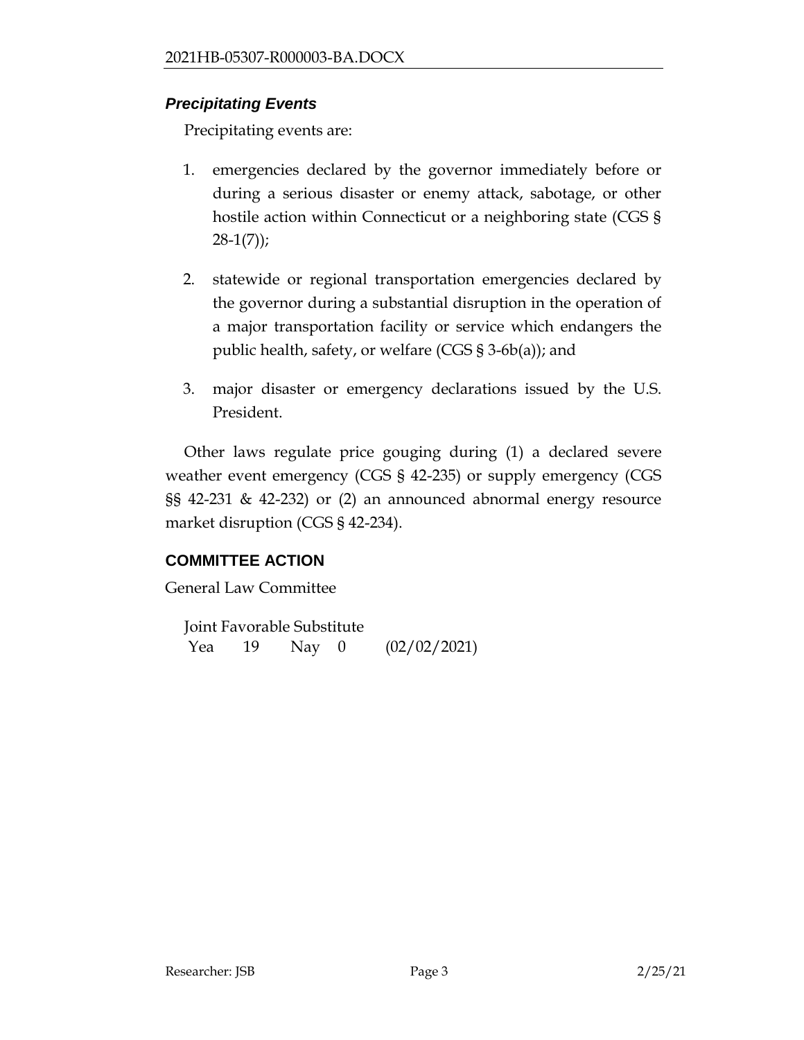### *Precipitating Events*

Precipitating events are:

1. emergencies declared by the governor immediately before or during a serious disaster or enemy attack, sabotage, or other hostile action within Connecticut or a neighboring state (CGS § 28-1(7));

2. statewide or regional transportation emergencies declared by the governor during a substantial disruption in the operation of a major transportation facility or service which endangers the public health, safety, or welfare (CGS § 3-6b(a)); and

3. major disaster or emergency declarations issued by the U.S. President.

Other laws regulate price gouging during (1) a declared severe weather event emergency (CGS § 42-235) or supply emergency (CGS §§ 42-231 & 42-232) or (2) an announced abnormal energy resource market disruption (CGS § 42-234).

## COMMITTEE ACTION

General Law Committee

Joint Favorable Substitute
Yea 19 Nay 0 (02/02/2021)